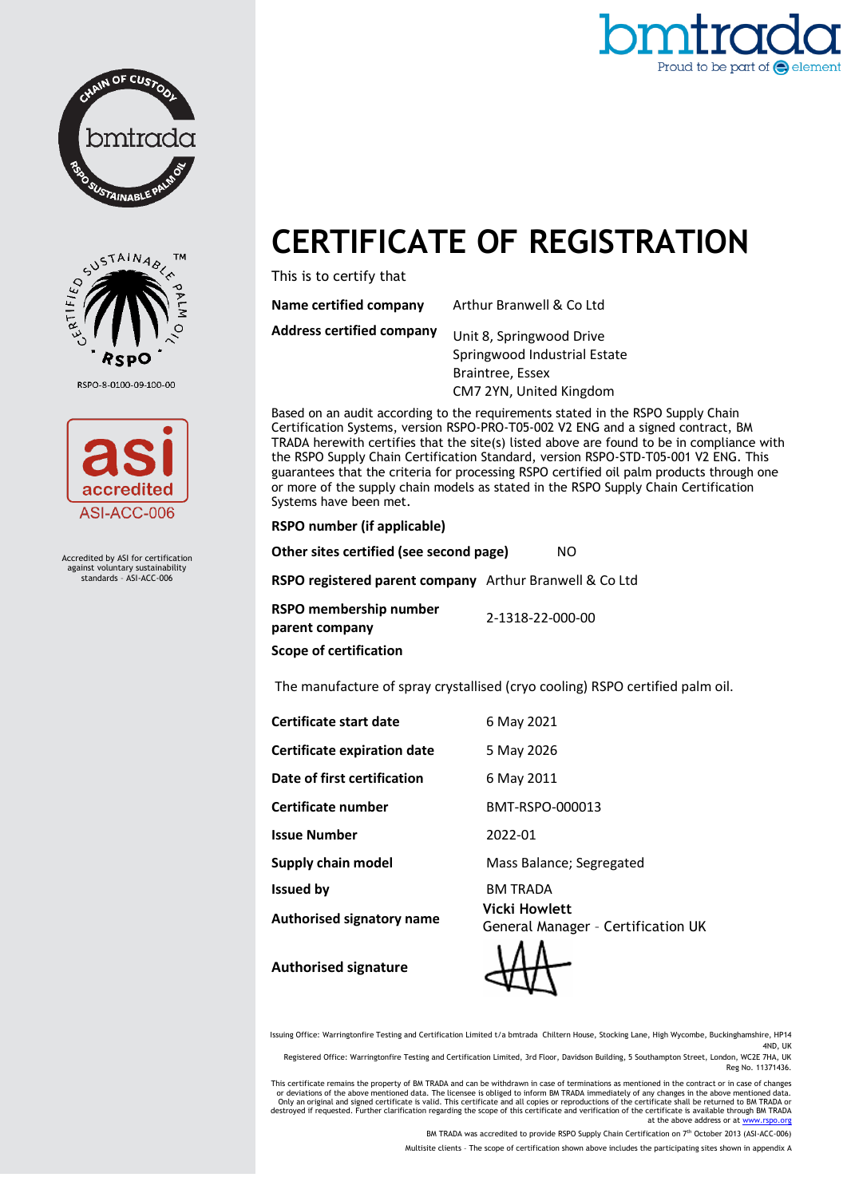bmtrada
Proud to be part of element

CHAIN OF CUSTODY bmtrada RSPO SUSTAINABLE PALM OIL

CERTIFIED SUSTAINABLE PALM OIL™ RSPO

RSPO-8-0100-09-100-00

asi accredited ASI-ACC-006

Accredited by ASI for certification against voluntary sustainability standards - ASI-ACC-006

# CERTIFICATE OF REGISTRATION

This is to certify that

| | |
|---|---|
| **Name certified company** | Arthur Branwell & Co Ltd |
| **Address certified company** | Unit 8, Springwood Drive<br>Springwood Industrial Estate<br>Braintree, Essex<br>CM7 2YN, United Kingdom |

Based on an audit according to the requirements stated in the RSPO Supply Chain Certification Systems, version RSPO-PRO-T05-002 V2 ENG and a signed contract, BM TRADA herewith certifies that the site(s) listed above are found to be in compliance with the RSPO Supply Chain Certification Standard, version RSPO-STD-T05-001 V2 ENG. This guarantees that the criteria for processing RSPO certified oil palm products through one or more of the supply chain models as stated in the RSPO Supply Chain Certification Systems have been met.

| | |
|---|---|
| **RSPO number (if applicable)** | |
| **Other sites certified (see second page)** | NO |
| **RSPO registered parent company** | Arthur Branwell & Co Ltd |
| **RSPO membership number parent company** | 2-1318-22-000-00 |

**Scope of certification**

The manufacture of spray crystallised (cryo cooling) RSPO certified palm oil.

| | |
|---|---|
| **Certificate start date** | 6 May 2021 |
| **Certificate expiration date** | 5 May 2026 |
| **Date of first certification** | 6 May 2011 |
| **Certificate number** | BMT-RSPO-000013 |
| **Issue Number** | 2022-01 |
| **Supply chain model** | Mass Balance; Segregated |
| **Issued by** | BM TRADA |
| **Authorised signatory name** | **Vicki Howlett**<br>General Manager - Certification UK |
| **Authorised signature** | |

Issuing Office: Warringtonfire Testing and Certification Limited t/a bmtrada Chiltern House, Stocking Lane, High Wycombe, Buckinghamshire, HP14 4ND, UK

Registered Office: Warringtonfire Testing and Certification Limited, 3rd Floor, Davidson Building, 5 Southampton Street, London, WC2E 7HA, UK Reg No. 11371436.

This certificate remains the property of BM TRADA and can be withdrawn in case of terminations as mentioned in the contract or in case of changes or deviations of the above mentioned data. The licensee is obliged to inform BM TRADA immediately of any changes in the above mentioned data. Only an original and signed certificate is valid. This certificate and all copies or reproductions of the certificate shall be returned to BM TRADA or destroyed if requested. Further clarification regarding the scope of this certificate and verification of the certificate is available through BM TRADA at the above address or at www.rspo.org

BM TRADA was accredited to provide RSPO Supply Chain Certification on 7th October 2013 (ASI-ACC-006)

Multisite clients - The scope of certification shown above includes the participating sites shown in appendix A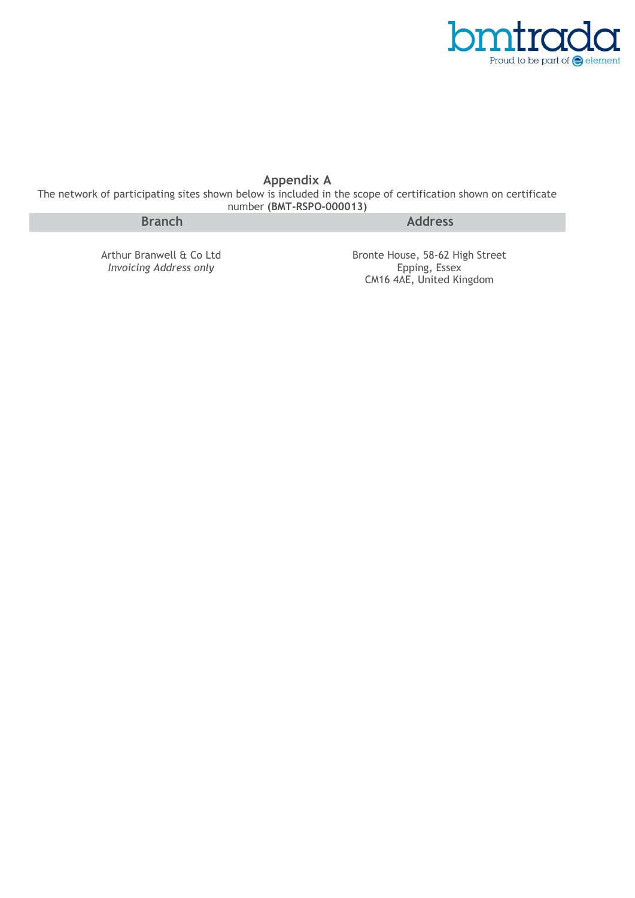## Appendix A

The network of participating sites shown below is included in the scope of certification shown on certificate number **(BMT-RSPO-000013)**

| Branch | Address |
|---|---|
| Arthur Branwell & Co Ltd<br>*Invoicing Address only* | Bronte House, 58-62 High Street<br>Epping, Essex<br>CM16 4AE, United Kingdom |